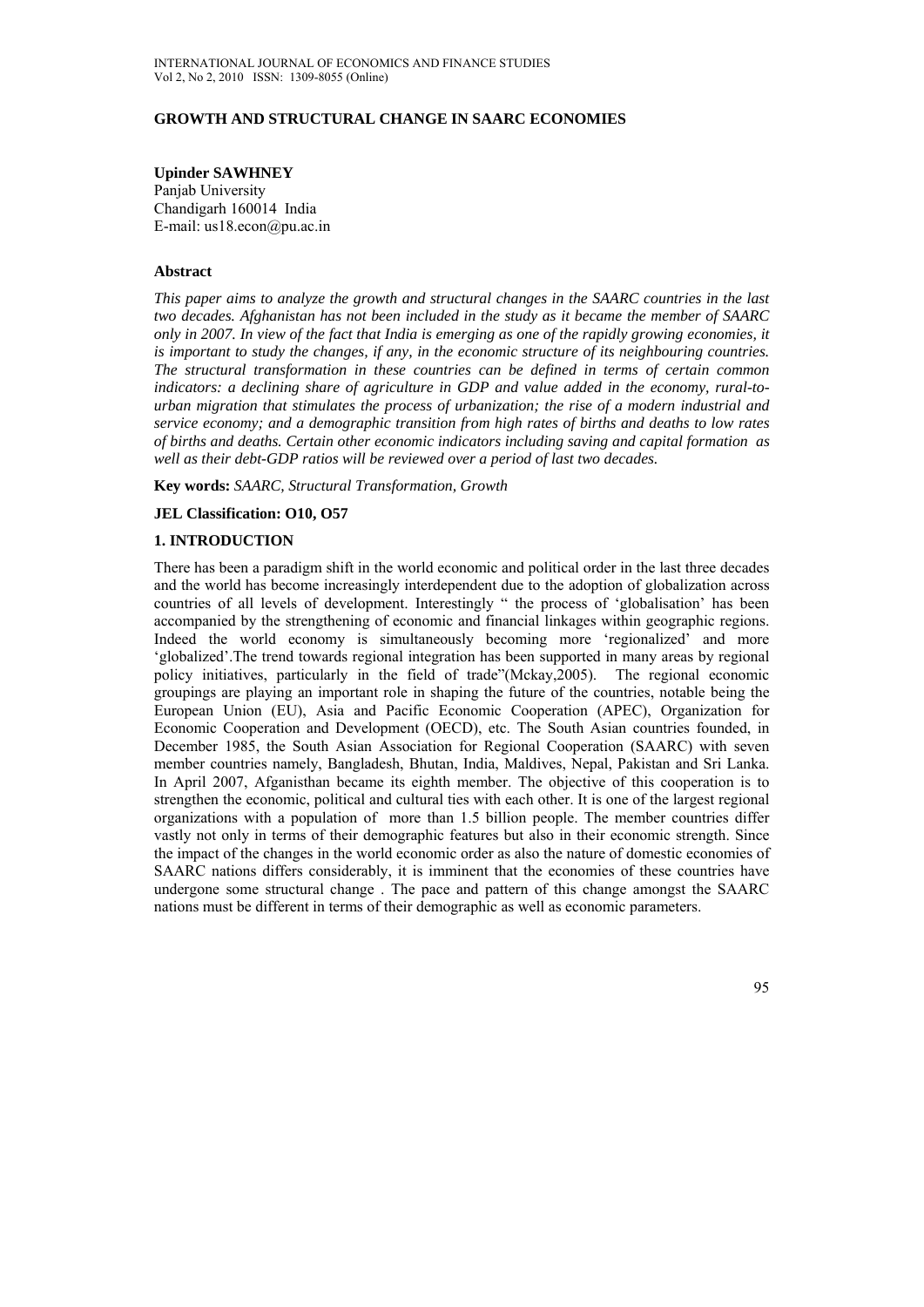# GROWTH AND STRUCTURAL CHANGE IN SAARC ECONOMIES

**Upinder SAWHNEY**
Panjab University
Chandigarh 160014 India
E-mail: us18.econ@pu.ac.in

### Abstract

*This paper aims to analyze the growth and structural changes in the SAARC countries in the last two decades. Afghanistan has not been included in the study as it became the member of SAARC only in 2007. In view of the fact that India is emerging as one of the rapidly growing economies, it is important to study the changes, if any, in the economic structure of its neighbouring countries. The structural transformation in these countries can be defined in terms of certain common indicators: a declining share of agriculture in GDP and value added in the economy, rural-to-urban migration that stimulates the process of urbanization; the rise of a modern industrial and service economy; and a demographic transition from high rates of births and deaths to low rates of births and deaths. Certain other economic indicators including saving and capital formation as well as their debt-GDP ratios will be reviewed over a period of last two decades.*

**Key words:** *SAARC, Structural Transformation, Growth*

**JEL Classification: O10, O57**

## 1. INTRODUCTION

There has been a paradigm shift in the world economic and political order in the last three decades and the world has become increasingly interdependent due to the adoption of globalization across countries of all levels of development. Interestingly " the process of 'globalisation' has been accompanied by the strengthening of economic and financial linkages within geographic regions. Indeed the world economy is simultaneously becoming more 'regionalized' and more 'globalized'.The trend towards regional integration has been supported in many areas by regional policy initiatives, particularly in the field of trade"(Mckay,2005). The regional economic groupings are playing an important role in shaping the future of the countries, notable being the European Union (EU), Asia and Pacific Economic Cooperation (APEC), Organization for Economic Cooperation and Development (OECD), etc. The South Asian countries founded, in December 1985, the South Asian Association for Regional Cooperation (SAARC) with seven member countries namely, Bangladesh, Bhutan, India, Maldives, Nepal, Pakistan and Sri Lanka. In April 2007, Afganisthan became its eighth member. The objective of this cooperation is to strengthen the economic, political and cultural ties with each other. It is one of the largest regional organizations with a population of more than 1.5 billion people. The member countries differ vastly not only in terms of their demographic features but also in their economic strength. Since the impact of the changes in the world economic order as also the nature of domestic economies of SAARC nations differs considerably, it is imminent that the economies of these countries have undergone some structural change . The pace and pattern of this change amongst the SAARC nations must be different in terms of their demographic as well as economic parameters.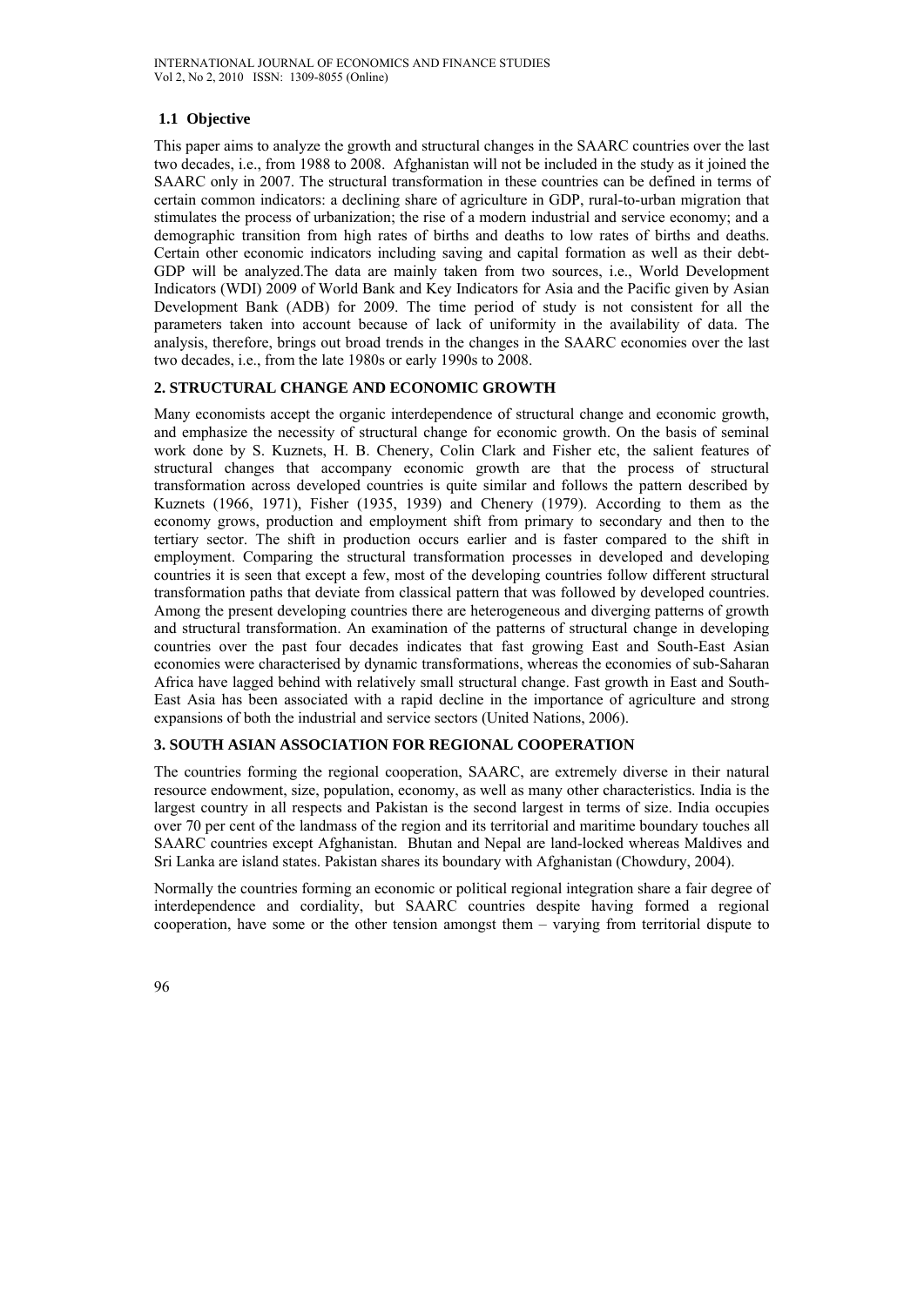### 1.1 Objective

This paper aims to analyze the growth and structural changes in the SAARC countries over the last two decades, i.e., from 1988 to 2008. Afghanistan will not be included in the study as it joined the SAARC only in 2007. The structural transformation in these countries can be defined in terms of certain common indicators: a declining share of agriculture in GDP, rural-to-urban migration that stimulates the process of urbanization; the rise of a modern industrial and service economy; and a demographic transition from high rates of births and deaths to low rates of births and deaths. Certain other economic indicators including saving and capital formation as well as their debt-GDP will be analyzed.The data are mainly taken from two sources, i.e., World Development Indicators (WDI) 2009 of World Bank and Key Indicators for Asia and the Pacific given by Asian Development Bank (ADB) for 2009. The time period of study is not consistent for all the parameters taken into account because of lack of uniformity in the availability of data. The analysis, therefore, brings out broad trends in the changes in the SAARC economies over the last two decades, i.e., from the late 1980s or early 1990s to 2008.

## 2. STRUCTURAL CHANGE AND ECONOMIC GROWTH

Many economists accept the organic interdependence of structural change and economic growth, and emphasize the necessity of structural change for economic growth. On the basis of seminal work done by S. Kuznets, H. B. Chenery, Colin Clark and Fisher etc, the salient features of structural changes that accompany economic growth are that the process of structural transformation across developed countries is quite similar and follows the pattern described by Kuznets (1966, 1971), Fisher (1935, 1939) and Chenery (1979). According to them as the economy grows, production and employment shift from primary to secondary and then to the tertiary sector. The shift in production occurs earlier and is faster compared to the shift in employment. Comparing the structural transformation processes in developed and developing countries it is seen that except a few, most of the developing countries follow different structural transformation paths that deviate from classical pattern that was followed by developed countries. Among the present developing countries there are heterogeneous and diverging patterns of growth and structural transformation. An examination of the patterns of structural change in developing countries over the past four decades indicates that fast growing East and South-East Asian economies were characterised by dynamic transformations, whereas the economies of sub-Saharan Africa have lagged behind with relatively small structural change. Fast growth in East and South-East Asia has been associated with a rapid decline in the importance of agriculture and strong expansions of both the industrial and service sectors (United Nations, 2006).

## 3. SOUTH ASIAN ASSOCIATION FOR REGIONAL COOPERATION

The countries forming the regional cooperation, SAARC, are extremely diverse in their natural resource endowment, size, population, economy, as well as many other characteristics. India is the largest country in all respects and Pakistan is the second largest in terms of size. India occupies over 70 per cent of the landmass of the region and its territorial and maritime boundary touches all SAARC countries except Afghanistan. Bhutan and Nepal are land-locked whereas Maldives and Sri Lanka are island states. Pakistan shares its boundary with Afghanistan (Chowdury, 2004).

Normally the countries forming an economic or political regional integration share a fair degree of interdependence and cordiality, but SAARC countries despite having formed a regional cooperation, have some or the other tension amongst them – varying from territorial dispute to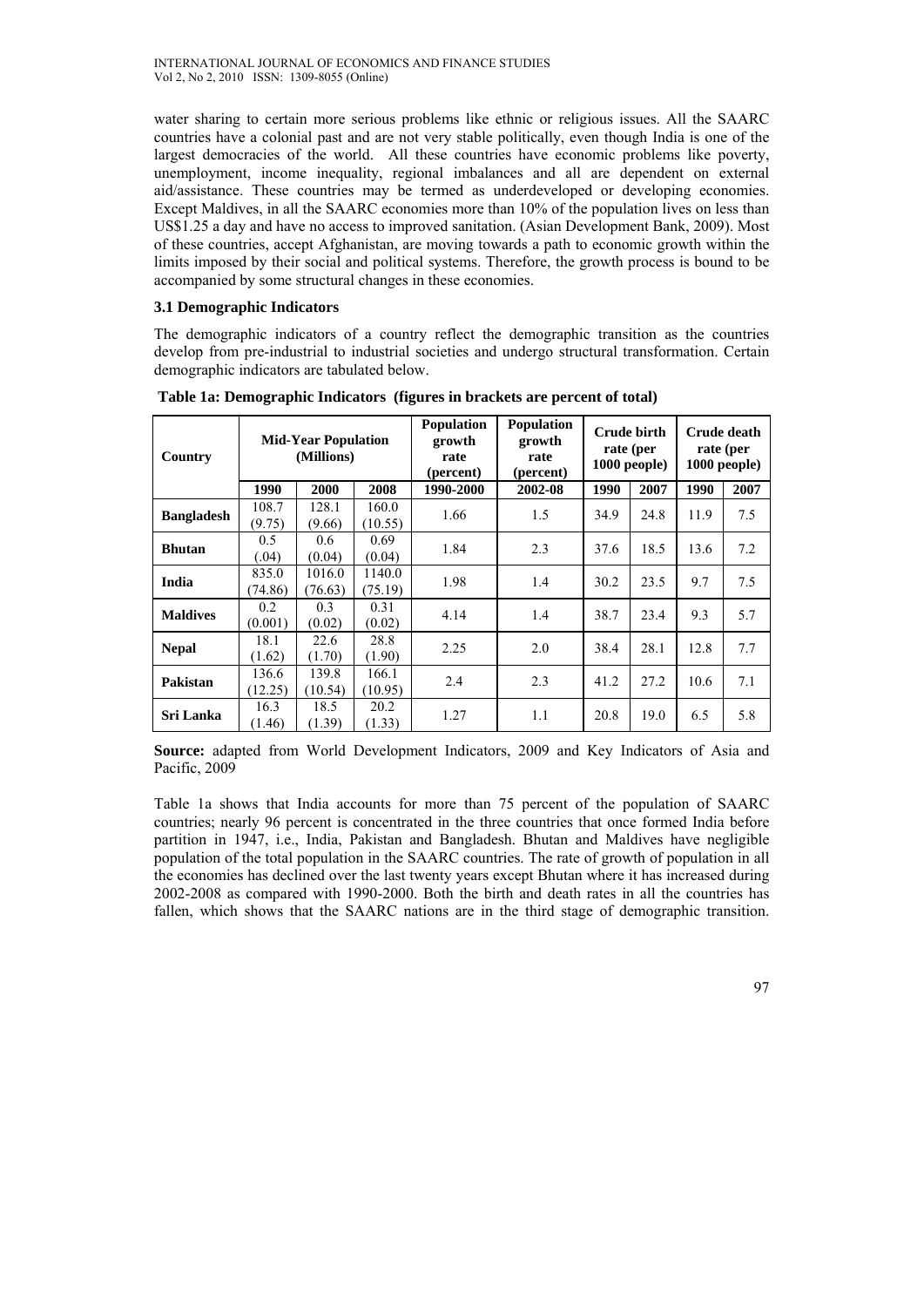water sharing to certain more serious problems like ethnic or religious issues. All the SAARC countries have a colonial past and are not very stable politically, even though India is one of the largest democracies of the world. All these countries have economic problems like poverty, unemployment, income inequality, regional imbalances and all are dependent on external aid/assistance. These countries may be termed as underdeveloped or developing economies. Except Maldives, in all the SAARC economies more than 10% of the population lives on less than US$1.25 a day and have no access to improved sanitation. (Asian Development Bank, 2009). Most of these countries, accept Afghanistan, are moving towards a path to economic growth within the limits imposed by their social and political systems. Therefore, the growth process is bound to be accompanied by some structural changes in these economies.

### 3.1 Demographic Indicators

The demographic indicators of a country reflect the demographic transition as the countries develop from pre-industrial to industrial societies and undergo structural transformation. Certain demographic indicators are tabulated below.

**Table 1a: Demographic Indicators (figures in brackets are percent of total)**

| Country | Mid-Year Population (Millions) | | | Population growth rate (percent) | Population growth rate (percent) | Crude birth rate (per 1000 people) | | Crude death rate (per 1000 people) | |
|---|---|---|---|---|---|---|---|---|---|
| | 1990 | 2000 | 2008 | 1990-2000 | 2002-08 | 1990 | 2007 | 1990 | 2007 |
| **Bangladesh** | 108.7 (9.75) | 128.1 (9.66) | 160.0 (10.55) | 1.66 | 1.5 | 34.9 | 24.8 | 11.9 | 7.5 |
| **Bhutan** | 0.5 (.04) | 0.6 (0.04) | 0.69 (0.04) | 1.84 | 2.3 | 37.6 | 18.5 | 13.6 | 7.2 |
| **India** | 835.0 (74.86) | 1016.0 (76.63) | 1140.0 (75.19) | 1.98 | 1.4 | 30.2 | 23.5 | 9.7 | 7.5 |
| **Maldives** | 0.2 (0.001) | 0.3 (0.02) | 0.31 (0.02) | 4.14 | 1.4 | 38.7 | 23.4 | 9.3 | 5.7 |
| **Nepal** | 18.1 (1.62) | 22.6 (1.70) | 28.8 (1.90) | 2.25 | 2.0 | 38.4 | 28.1 | 12.8 | 7.7 |
| **Pakistan** | 136.6 (12.25) | 139.8 (10.54) | 166.1 (10.95) | 2.4 | 2.3 | 41.2 | 27.2 | 10.6 | 7.1 |
| **Sri Lanka** | 16.3 (1.46) | 18.5 (1.39) | 20.2 (1.33) | 1.27 | 1.1 | 20.8 | 19.0 | 6.5 | 5.8 |

**Source:** adapted from World Development Indicators, 2009 and Key Indicators of Asia and Pacific, 2009

Table 1a shows that India accounts for more than 75 percent of the population of SAARC countries; nearly 96 percent is concentrated in the three countries that once formed India before partition in 1947, i.e., India, Pakistan and Bangladesh. Bhutan and Maldives have negligible population of the total population in the SAARC countries. The rate of growth of population in all the economies has declined over the last twenty years except Bhutan where it has increased during 2002-2008 as compared with 1990-2000. Both the birth and death rates in all the countries has fallen, which shows that the SAARC nations are in the third stage of demographic transition.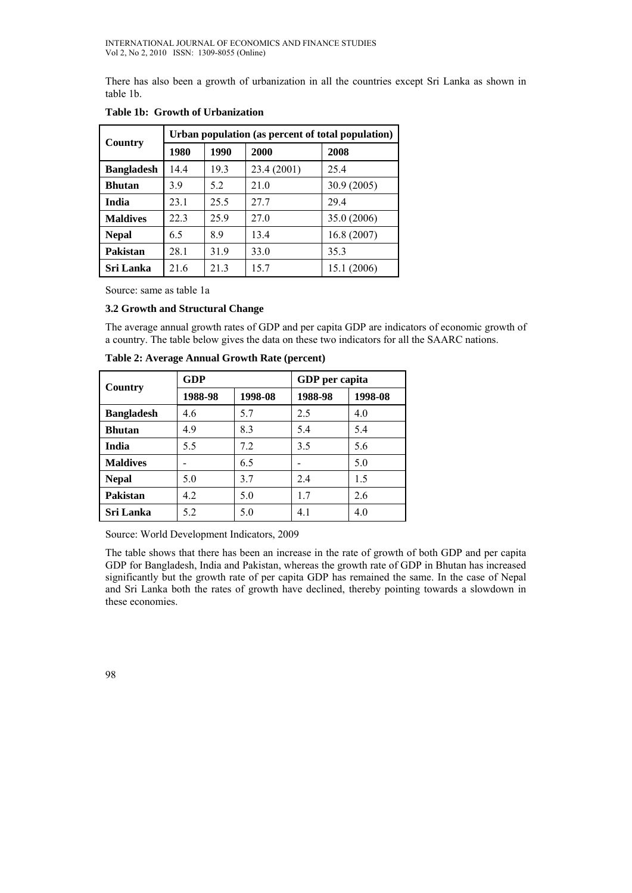There has also been a growth of urbanization in all the countries except Sri Lanka as shown in table 1b.

**Table 1b: Growth of Urbanization**

| Country | Urban population (as percent of total population) | | | |
|---|---|---|---|---|
| | 1980 | 1990 | 2000 | 2008 |
| **Bangladesh** | 14.4 | 19.3 | 23.4 (2001) | 25.4 |
| **Bhutan** | 3.9 | 5.2 | 21.0 | 30.9 (2005) |
| **India** | 23.1 | 25.5 | 27.7 | 29.4 |
| **Maldives** | 22.3 | 25.9 | 27.0 | 35.0 (2006) |
| **Nepal** | 6.5 | 8.9 | 13.4 | 16.8 (2007) |
| **Pakistan** | 28.1 | 31.9 | 33.0 | 35.3 |
| **Sri Lanka** | 21.6 | 21.3 | 15.7 | 15.1 (2006) |

Source: same as table 1a

### 3.2 Growth and Structural Change

The average annual growth rates of GDP and per capita GDP are indicators of economic growth of a country. The table below gives the data on these two indicators for all the SAARC nations.

**Table 2: Average Annual Growth Rate (percent)**

| Country | GDP | | GDP per capita | |
|---|---|---|---|---|
| | 1988-98 | 1998-08 | 1988-98 | 1998-08 |
| **Bangladesh** | 4.6 | 5.7 | 2.5 | 4.0 |
| **Bhutan** | 4.9 | 8.3 | 5.4 | 5.4 |
| **India** | 5.5 | 7.2 | 3.5 | 5.6 |
| **Maldives** | - | 6.5 | - | 5.0 |
| **Nepal** | 5.0 | 3.7 | 2.4 | 1.5 |
| **Pakistan** | 4.2 | 5.0 | 1.7 | 2.6 |
| **Sri Lanka** | 5.2 | 5.0 | 4.1 | 4.0 |

Source: World Development Indicators, 2009

The table shows that there has been an increase in the rate of growth of both GDP and per capita GDP for Bangladesh, India and Pakistan, whereas the growth rate of GDP in Bhutan has increased significantly but the growth rate of per capita GDP has remained the same. In the case of Nepal and Sri Lanka both the rates of growth have declined, thereby pointing towards a slowdown in these economies.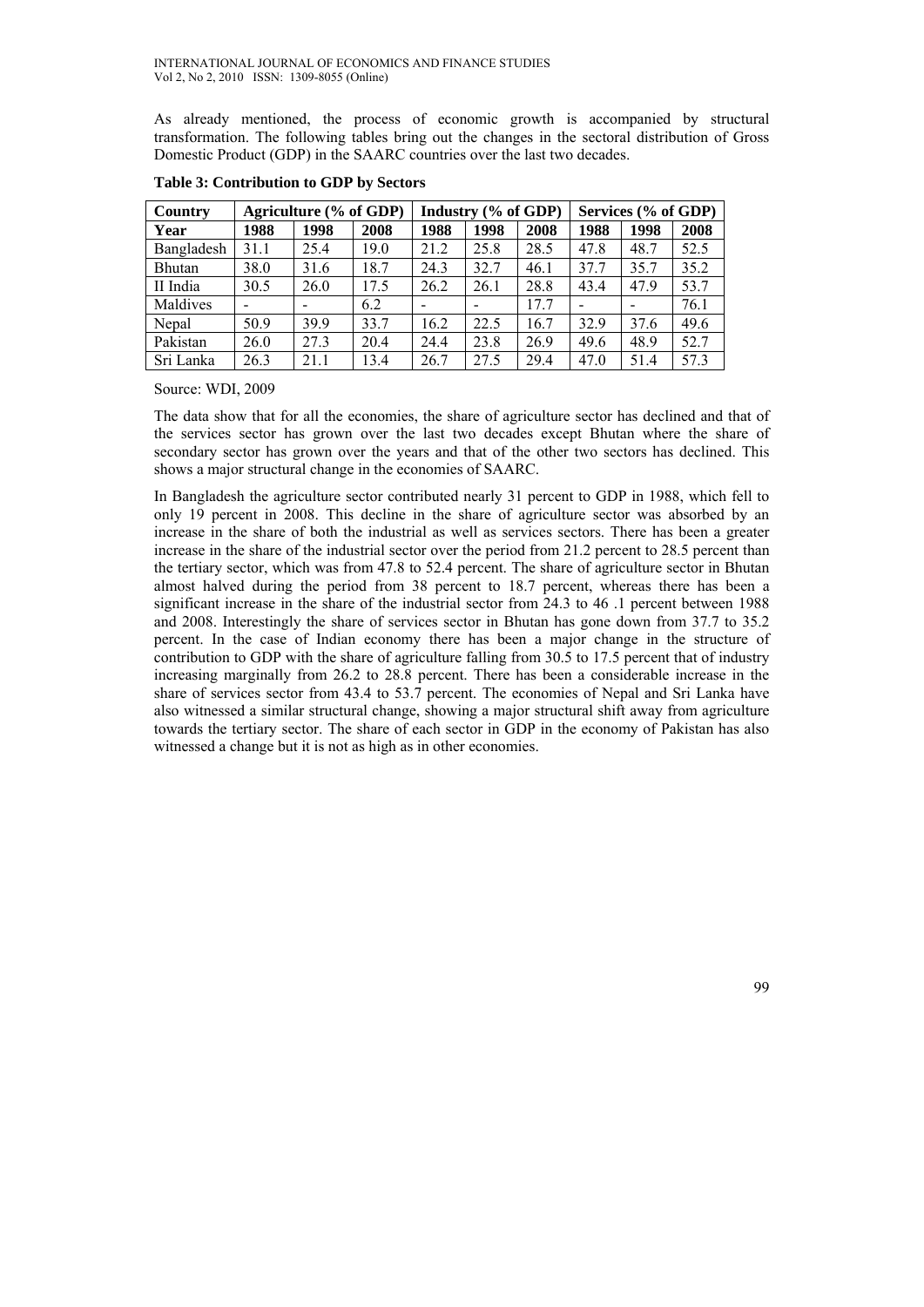As already mentioned, the process of economic growth is accompanied by structural transformation. The following tables bring out the changes in the sectoral distribution of Gross Domestic Product (GDP) in the SAARC countries over the last two decades.

**Table 3: Contribution to GDP by Sectors**

| Country | Agriculture (% of GDP) | | | Industry (% of GDP) | | | Services (% of GDP) | | |
|---|---|---|---|---|---|---|---|---|---|
| Year | 1988 | 1998 | 2008 | 1988 | 1998 | 2008 | 1988 | 1998 | 2008 |
| Bangladesh | 31.1 | 25.4 | 19.0 | 21.2 | 25.8 | 28.5 | 47.8 | 48.7 | 52.5 |
| Bhutan | 38.0 | 31.6 | 18.7 | 24.3 | 32.7 | 46.1 | 37.7 | 35.7 | 35.2 |
| II India | 30.5 | 26.0 | 17.5 | 26.2 | 26.1 | 28.8 | 43.4 | 47.9 | 53.7 |
| Maldives | - | - | 6.2 | - | - | 17.7 | - | - | 76.1 |
| Nepal | 50.9 | 39.9 | 33.7 | 16.2 | 22.5 | 16.7 | 32.9 | 37.6 | 49.6 |
| Pakistan | 26.0 | 27.3 | 20.4 | 24.4 | 23.8 | 26.9 | 49.6 | 48.9 | 52.7 |
| Sri Lanka | 26.3 | 21.1 | 13.4 | 26.7 | 27.5 | 29.4 | 47.0 | 51.4 | 57.3 |

Source: WDI, 2009

The data show that for all the economies, the share of agriculture sector has declined and that of the services sector has grown over the last two decades except Bhutan where the share of secondary sector has grown over the years and that of the other two sectors has declined. This shows a major structural change in the economies of SAARC.

In Bangladesh the agriculture sector contributed nearly 31 percent to GDP in 1988, which fell to only 19 percent in 2008. This decline in the share of agriculture sector was absorbed by an increase in the share of both the industrial as well as services sectors. There has been a greater increase in the share of the industrial sector over the period from 21.2 percent to 28.5 percent than the tertiary sector, which was from 47.8 to 52.4 percent. The share of agriculture sector in Bhutan almost halved during the period from 38 percent to 18.7 percent, whereas there has been a significant increase in the share of the industrial sector from 24.3 to 46 .1 percent between 1988 and 2008. Interestingly the share of services sector in Bhutan has gone down from 37.7 to 35.2 percent. In the case of Indian economy there has been a major change in the structure of contribution to GDP with the share of agriculture falling from 30.5 to 17.5 percent that of industry increasing marginally from 26.2 to 28.8 percent. There has been a considerable increase in the share of services sector from 43.4 to 53.7 percent. The economies of Nepal and Sri Lanka have also witnessed a similar structural change, showing a major structural shift away from agriculture towards the tertiary sector. The share of each sector in GDP in the economy of Pakistan has also witnessed a change but it is not as high as in other economies.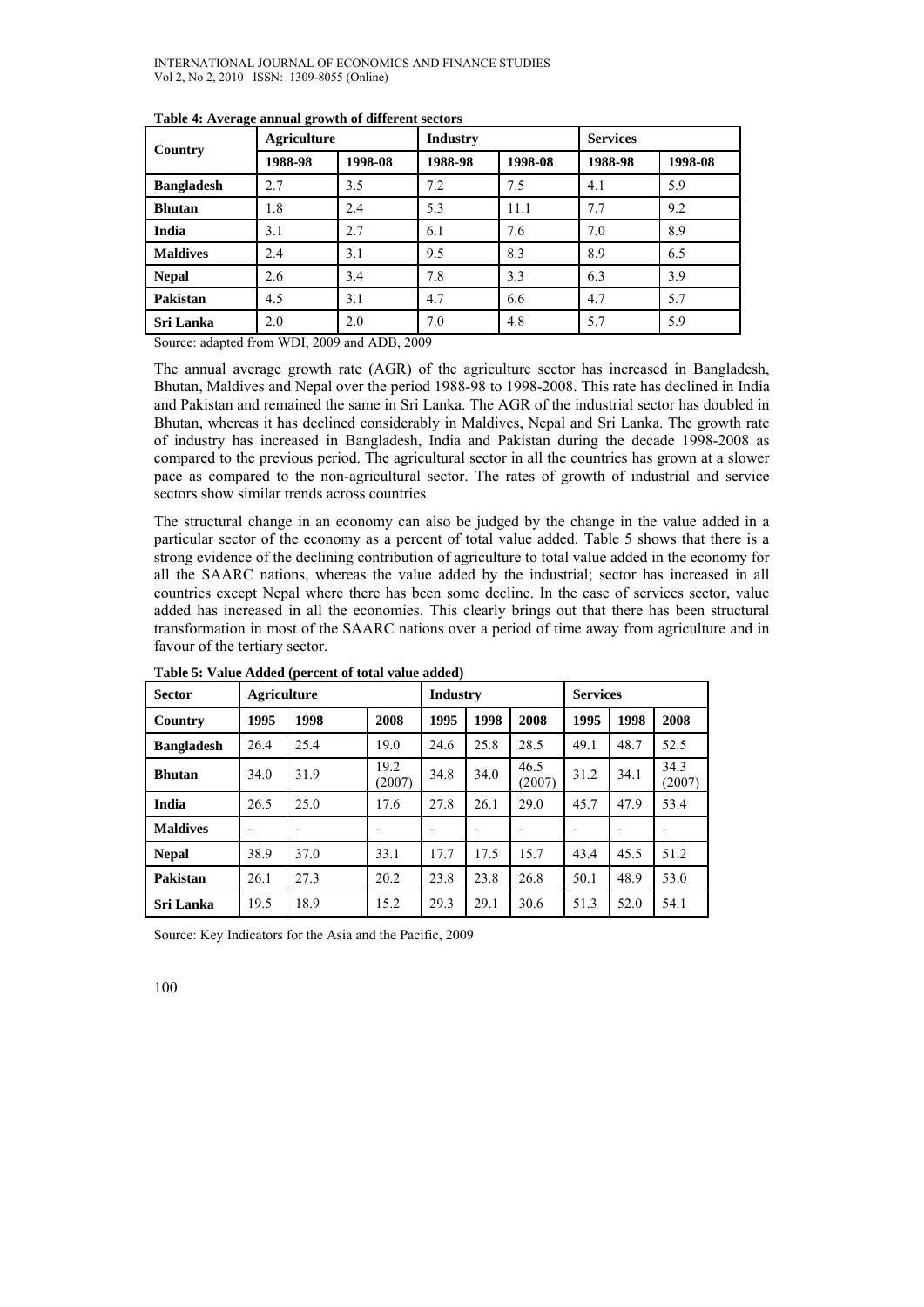**Table 4: Average annual growth of different sectors**

| Country | Agriculture | | Industry | | Services | |
|---|---|---|---|---|---|---|
| | 1988-98 | 1998-08 | 1988-98 | 1998-08 | 1988-98 | 1998-08 |
| **Bangladesh** | 2.7 | 3.5 | 7.2 | 7.5 | 4.1 | 5.9 |
| **Bhutan** | 1.8 | 2.4 | 5.3 | 11.1 | 7.7 | 9.2 |
| **India** | 3.1 | 2.7 | 6.1 | 7.6 | 7.0 | 8.9 |
| **Maldives** | 2.4 | 3.1 | 9.5 | 8.3 | 8.9 | 6.5 |
| **Nepal** | 2.6 | 3.4 | 7.8 | 3.3 | 6.3 | 3.9 |
| **Pakistan** | 4.5 | 3.1 | 4.7 | 6.6 | 4.7 | 5.7 |
| **Sri Lanka** | 2.0 | 2.0 | 7.0 | 4.8 | 5.7 | 5.9 |

Source: adapted from WDI, 2009 and ADB, 2009

The annual average growth rate (AGR) of the agriculture sector has increased in Bangladesh, Bhutan, Maldives and Nepal over the period 1988-98 to 1998-2008. This rate has declined in India and Pakistan and remained the same in Sri Lanka. The AGR of the industrial sector has doubled in Bhutan, whereas it has declined considerably in Maldives, Nepal and Sri Lanka. The growth rate of industry has increased in Bangladesh, India and Pakistan during the decade 1998-2008 as compared to the previous period. The agricultural sector in all the countries has grown at a slower pace as compared to the non-agricultural sector. The rates of growth of industrial and service sectors show similar trends across countries.

The structural change in an economy can also be judged by the change in the value added in a particular sector of the economy as a percent of total value added. Table 5 shows that there is a strong evidence of the declining contribution of agriculture to total value added in the economy for all the SAARC nations, whereas the value added by the industrial; sector has increased in all countries except Nepal where there has been some decline. In the case of services sector, value added has increased in all the economies. This clearly brings out that there has been structural transformation in most of the SAARC nations over a period of time away from agriculture and in favour of the tertiary sector.

**Table 5: Value Added (percent of total value added)**

| Sector | Agriculture | | | Industry | | | Services | | |
|---|---|---|---|---|---|---|---|---|---|
| **Country** | **1995** | **1998** | **2008** | **1995** | **1998** | **2008** | **1995** | **1998** | **2008** |
| **Bangladesh** | 26.4 | 25.4 | 19.0 | 24.6 | 25.8 | 28.5 | 49.1 | 48.7 | 52.5 |
| **Bhutan** | 34.0 | 31.9 | 19.2 (2007) | 34.8 | 34.0 | 46.5 (2007) | 31.2 | 34.1 | 34.3 (2007) |
| **India** | 26.5 | 25.0 | 17.6 | 27.8 | 26.1 | 29.0 | 45.7 | 47.9 | 53.4 |
| **Maldives** | - | - | - | - | - | - | - | - | - |
| **Nepal** | 38.9 | 37.0 | 33.1 | 17.7 | 17.5 | 15.7 | 43.4 | 45.5 | 51.2 |
| **Pakistan** | 26.1 | 27.3 | 20.2 | 23.8 | 23.8 | 26.8 | 50.1 | 48.9 | 53.0 |
| **Sri Lanka** | 19.5 | 18.9 | 15.2 | 29.3 | 29.1 | 30.6 | 51.3 | 52.0 | 54.1 |

Source: Key Indicators for the Asia and the Pacific, 2009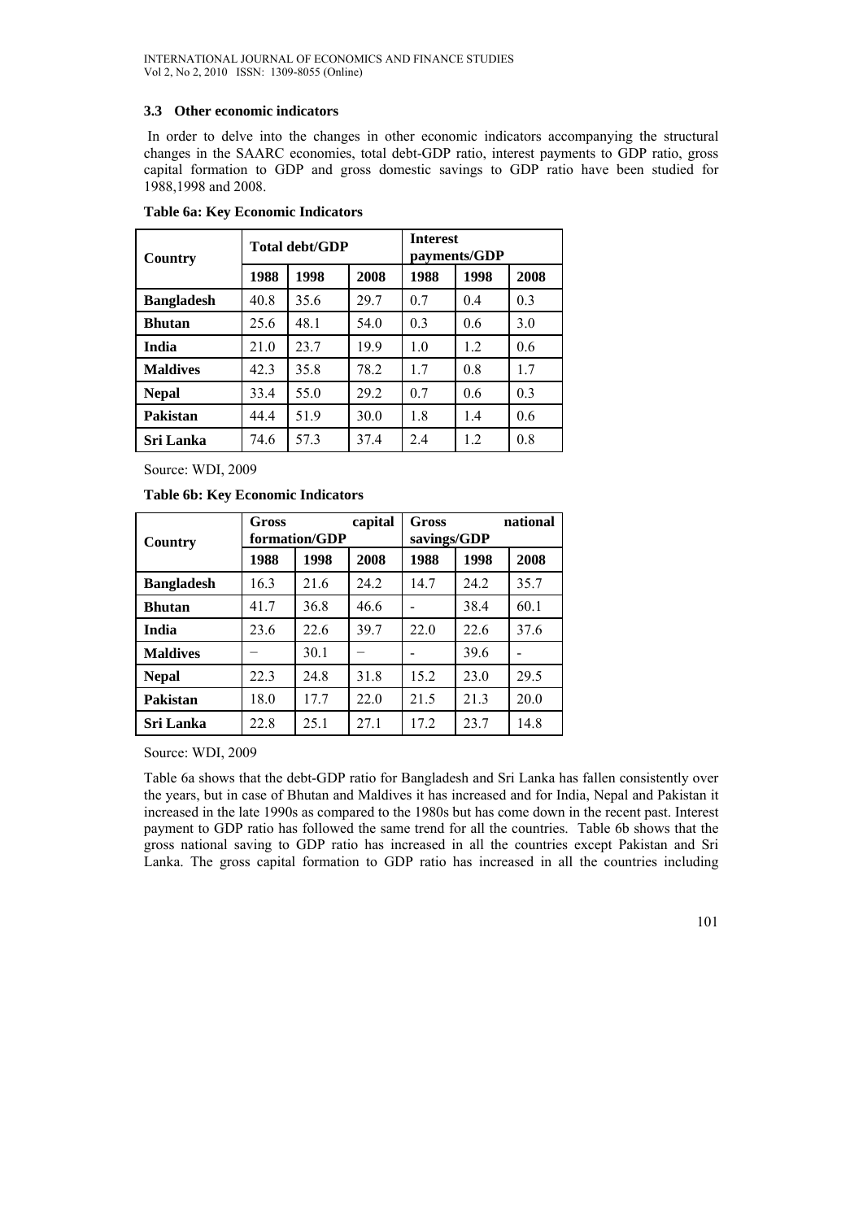### 3.3 Other economic indicators

In order to delve into the changes in other economic indicators accompanying the structural changes in the SAARC economies, total debt-GDP ratio, interest payments to GDP ratio, gross capital formation to GDP and gross domestic savings to GDP ratio have been studied for 1988,1998 and 2008.

**Table 6a: Key Economic Indicators**

| Country | Total debt/GDP | | | Interest payments/GDP | | |
|---|---|---|---|---|---|---|
| | 1988 | 1998 | 2008 | 1988 | 1998 | 2008 |
| **Bangladesh** | 40.8 | 35.6 | 29.7 | 0.7 | 0.4 | 0.3 |
| **Bhutan** | 25.6 | 48.1 | 54.0 | 0.3 | 0.6 | 3.0 |
| **India** | 21.0 | 23.7 | 19.9 | 1.0 | 1.2 | 0.6 |
| **Maldives** | 42.3 | 35.8 | 78.2 | 1.7 | 0.8 | 1.7 |
| **Nepal** | 33.4 | 55.0 | 29.2 | 0.7 | 0.6 | 0.3 |
| **Pakistan** | 44.4 | 51.9 | 30.0 | 1.8 | 1.4 | 0.6 |
| **Sri Lanka** | 74.6 | 57.3 | 37.4 | 2.4 | 1.2 | 0.8 |

Source: WDI, 2009

**Table 6b: Key Economic Indicators**

| Country | Gross capital formation/GDP | | | Gross national savings/GDP | | |
|---|---|---|---|---|---|---|
| | 1988 | 1998 | 2008 | 1988 | 1998 | 2008 |
| **Bangladesh** | 16.3 | 21.6 | 24.2 | 14.7 | 24.2 | 35.7 |
| **Bhutan** | 41.7 | 36.8 | 46.6 | - | 38.4 | 60.1 |
| **India** | 23.6 | 22.6 | 39.7 | 22.0 | 22.6 | 37.6 |
| **Maldives** | – | 30.1 | – | - | 39.6 | - |
| **Nepal** | 22.3 | 24.8 | 31.8 | 15.2 | 23.0 | 29.5 |
| **Pakistan** | 18.0 | 17.7 | 22.0 | 21.5 | 21.3 | 20.0 |
| **Sri Lanka** | 22.8 | 25.1 | 27.1 | 17.2 | 23.7 | 14.8 |

Source: WDI, 2009

Table 6a shows that the debt-GDP ratio for Bangladesh and Sri Lanka has fallen consistently over the years, but in case of Bhutan and Maldives it has increased and for India, Nepal and Pakistan it increased in the late 1990s as compared to the 1980s but has come down in the recent past. Interest payment to GDP ratio has followed the same trend for all the countries. Table 6b shows that the gross national saving to GDP ratio has increased in all the countries except Pakistan and Sri Lanka. The gross capital formation to GDP ratio has increased in all the countries including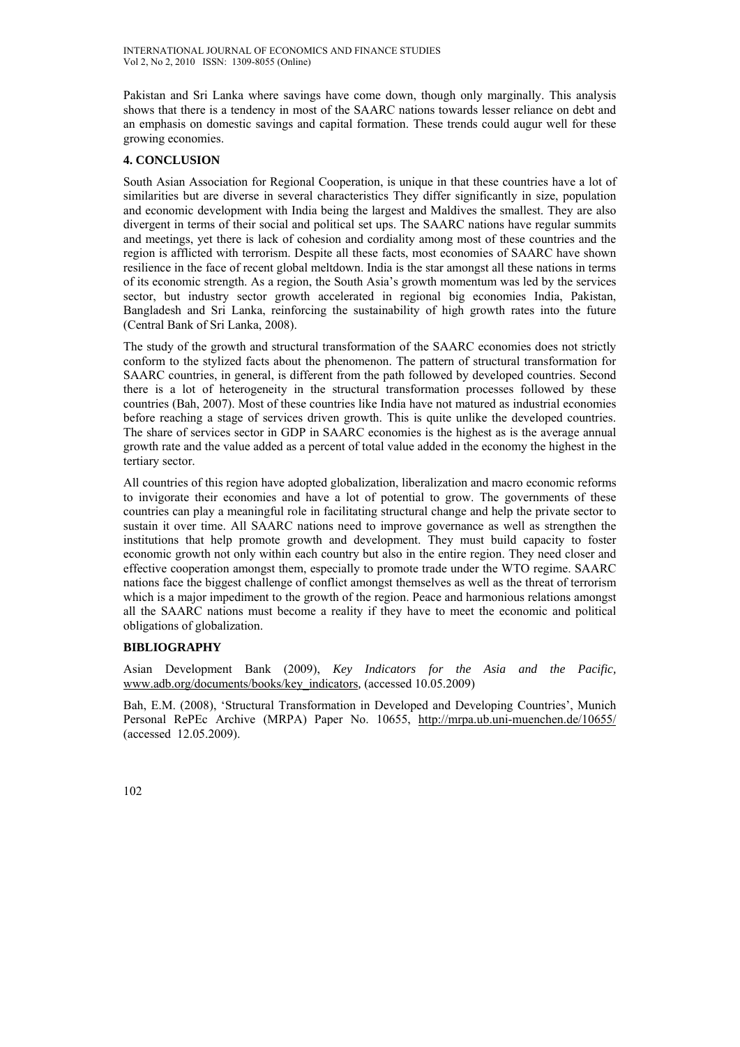Pakistan and Sri Lanka where savings have come down, though only marginally. This analysis shows that there is a tendency in most of the SAARC nations towards lesser reliance on debt and an emphasis on domestic savings and capital formation. These trends could augur well for these growing economies.

## 4. CONCLUSION

South Asian Association for Regional Cooperation, is unique in that these countries have a lot of similarities but are diverse in several characteristics They differ significantly in size, population and economic development with India being the largest and Maldives the smallest. They are also divergent in terms of their social and political set ups. The SAARC nations have regular summits and meetings, yet there is lack of cohesion and cordiality among most of these countries and the region is afflicted with terrorism. Despite all these facts, most economies of SAARC have shown resilience in the face of recent global meltdown. India is the star amongst all these nations in terms of its economic strength. As a region, the South Asia's growth momentum was led by the services sector, but industry sector growth accelerated in regional big economies India, Pakistan, Bangladesh and Sri Lanka, reinforcing the sustainability of high growth rates into the future (Central Bank of Sri Lanka, 2008).

The study of the growth and structural transformation of the SAARC economies does not strictly conform to the stylized facts about the phenomenon. The pattern of structural transformation for SAARC countries, in general, is different from the path followed by developed countries. Second there is a lot of heterogeneity in the structural transformation processes followed by these countries (Bah, 2007). Most of these countries like India have not matured as industrial economies before reaching a stage of services driven growth. This is quite unlike the developed countries. The share of services sector in GDP in SAARC economies is the highest as is the average annual growth rate and the value added as a percent of total value added in the economy the highest in the tertiary sector.

All countries of this region have adopted globalization, liberalization and macro economic reforms to invigorate their economies and have a lot of potential to grow. The governments of these countries can play a meaningful role in facilitating structural change and help the private sector to sustain it over time. All SAARC nations need to improve governance as well as strengthen the institutions that help promote growth and development. They must build capacity to foster economic growth not only within each country but also in the entire region. They need closer and effective cooperation amongst them, especially to promote trade under the WTO regime. SAARC nations face the biggest challenge of conflict amongst themselves as well as the threat of terrorism which is a major impediment to the growth of the region. Peace and harmonious relations amongst all the SAARC nations must become a reality if they have to meet the economic and political obligations of globalization.

## BIBLIOGRAPHY

Asian Development Bank (2009), *Key Indicators for the Asia and the Pacific*, www.adb.org/documents/books/key_indicators, (accessed 10.05.2009)

Bah, E.M. (2008), 'Structural Transformation in Developed and Developing Countries', Munich Personal RePEc Archive (MRPA) Paper No. 10655, http://mrpa.ub.uni-muenchen.de/10655/ (accessed 12.05.2009).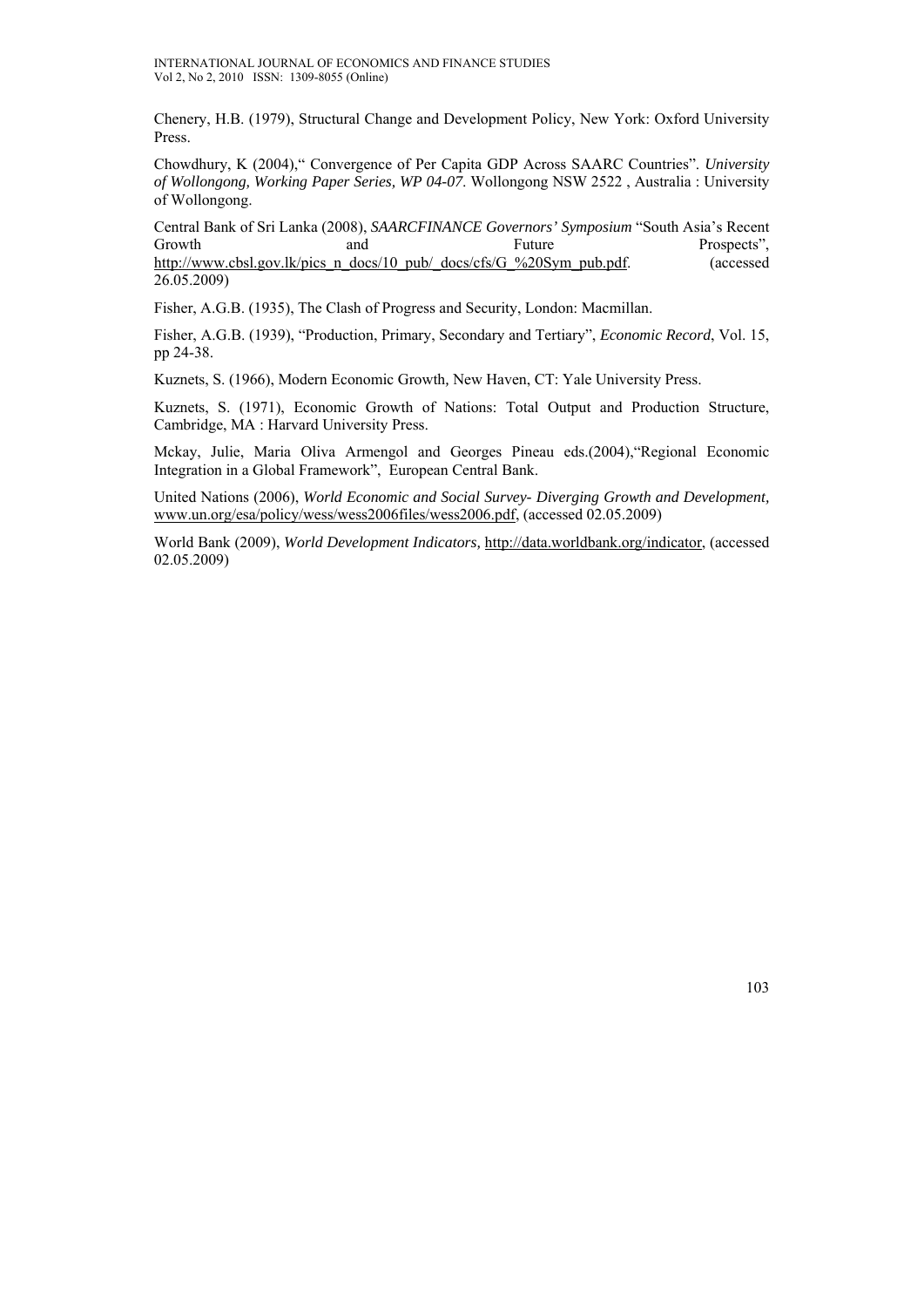Chenery, H.B. (1979), Structural Change and Development Policy, New York: Oxford University Press.

Chowdhury, K (2004),“ Convergence of Per Capita GDP Across SAARC Countries”. *University of Wollongong, Working Paper Series, WP 04-07*. Wollongong NSW 2522 , Australia : University of Wollongong.

Central Bank of Sri Lanka (2008), *SAARCFINANCE Governors' Symposium* “South Asia's Recent Growth and Future Prospects”, http://www.cbsl.gov.lk/pics_n_docs/10_pub/_docs/cfs/G_%20Sym_pub.pdf. (accessed 26.05.2009)

Fisher, A.G.B. (1935), The Clash of Progress and Security, London: Macmillan.

Fisher, A.G.B. (1939), “Production, Primary, Secondary and Tertiary”, *Economic Record*, Vol. 15, pp 24-38.

Kuznets, S. (1966), Modern Economic Growth, New Haven, CT: Yale University Press.

Kuznets, S. (1971), Economic Growth of Nations: Total Output and Production Structure, Cambridge, MA : Harvard University Press.

Mckay, Julie, Maria Oliva Armengol and Georges Pineau eds.(2004),“Regional Economic Integration in a Global Framework”, European Central Bank.

United Nations (2006), *World Economic and Social Survey- Diverging Growth and Development,* www.un.org/esa/policy/wess/wess2006files/wess2006.pdf, (accessed 02.05.2009)

World Bank (2009), *World Development Indicators,* http://data.worldbank.org/indicator, (accessed 02.05.2009)